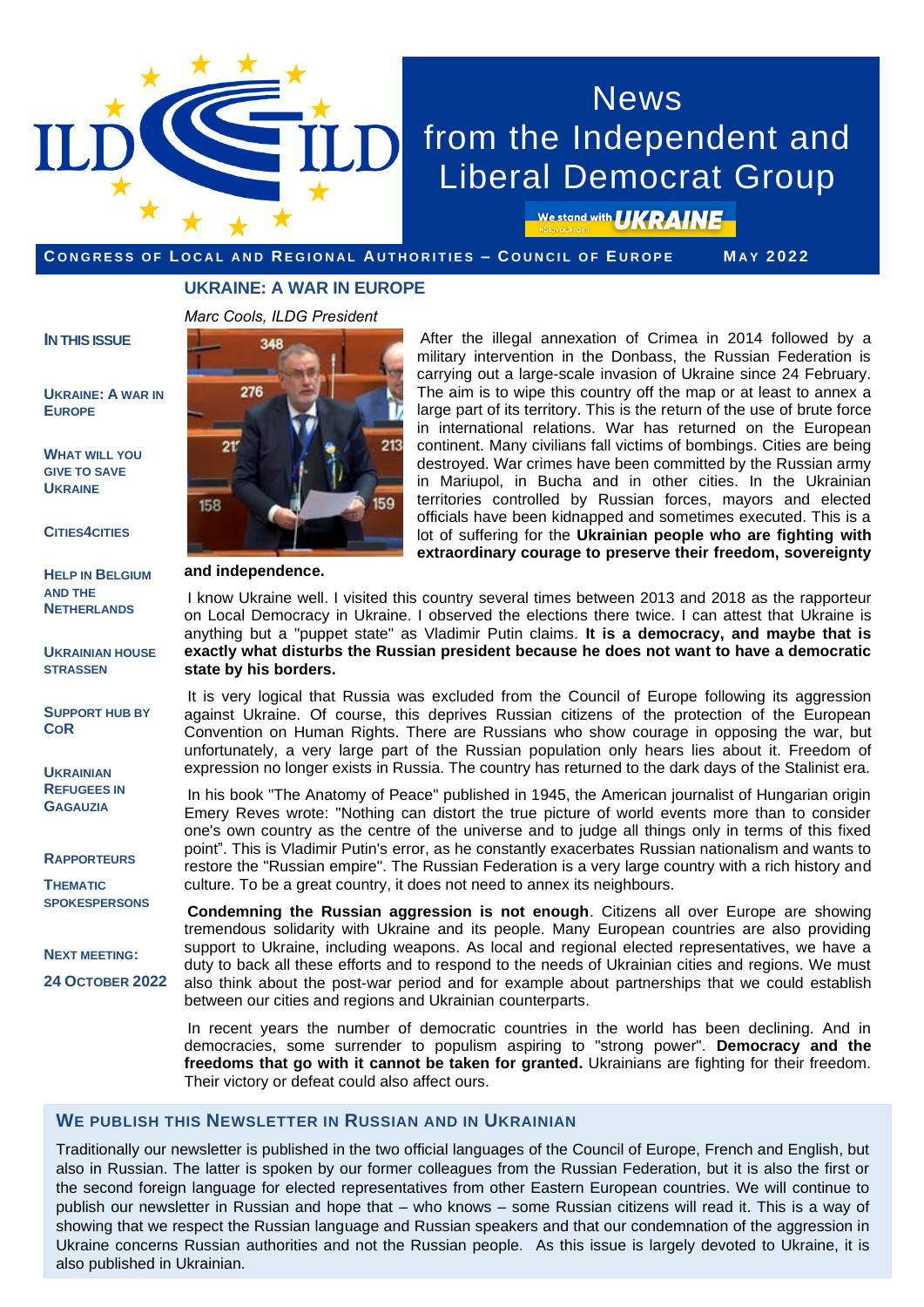# News from the Independent and Liberal Democrat Group

We stand with UKRAINE

**CONGRESS OF LOCAL AND REGIONAL AUTHORITIES – COUNCIL OF EUROPE** MAY 2022

**IN THIS ISSUE**

- UKRAINE: A WAR IN EUROPE
- WHAT WILL YOU GIVE TO SAVE UKRAINE
- CITIES4CITIES
- HELP IN BELGIUM AND THE NETHERLANDS
- UKRAINIAN HOUSE STRASSEN
- SUPPORT HUB BY CoR
- UKRAINIAN REFUGEES IN GAGAUZIA
- RAPPORTEURS
- THEMATIC SPOKESPERSONS

**NEXT MEETING: 24 OCTOBER 2022**

## UKRAINE: A WAR IN EUROPE

*Marc Cools, ILDG President*

After the illegal annexation of Crimea in 2014 followed by a military intervention in the Donbass, the Russian Federation is carrying out a large-scale invasion of Ukraine since 24 February. The aim is to wipe this country off the map or at least to annex a large part of its territory. This is the return of the use of brute force in international relations. War has returned on the European continent. Many civilians fall victims of bombings. Cities are being destroyed. War crimes have been committed by the Russian army in Mariupol, in Bucha and in other cities. In the Ukrainian territories controlled by Russian forces, mayors and elected officials have been kidnapped and sometimes executed. This is a lot of suffering for the **Ukrainian people who are fighting with extraordinary courage to preserve their freedom, sovereignty and independence.**

I know Ukraine well. I visited this country several times between 2013 and 2018 as the rapporteur on Local Democracy in Ukraine. I observed the elections there twice. I can attest that Ukraine is anything but a "puppet state" as Vladimir Putin claims. **It is a democracy, and maybe that is exactly what disturbs the Russian president because he does not want to have a democratic state by his borders.**

It is very logical that Russia was excluded from the Council of Europe following its aggression against Ukraine. Of course, this deprives Russian citizens of the protection of the European Convention on Human Rights. There are Russians who show courage in opposing the war, but unfortunately, a very large part of the Russian population only hears lies about it. Freedom of expression no longer exists in Russia. The country has returned to the dark days of the Stalinist era.

In his book "The Anatomy of Peace" published in 1945, the American journalist of Hungarian origin Emery Reves wrote: "Nothing can distort the true picture of world events more than to consider one's own country as the centre of the universe and to judge all things only in terms of this fixed point". This is Vladimir Putin's error, as he constantly exacerbates Russian nationalism and wants to restore the "Russian empire". The Russian Federation is a very large country with a rich history and culture. To be a great country, it does not need to annex its neighbours.

**Condemning the Russian aggression is not enough**. Citizens all over Europe are showing tremendous solidarity with Ukraine and its people. Many European countries are also providing support to Ukraine, including weapons. As local and regional elected representatives, we have a duty to back all these efforts and to respond to the needs of Ukrainian cities and regions. We must also think about the post-war period and for example about partnerships that we could establish between our cities and regions and Ukrainian counterparts.

In recent years the number of democratic countries in the world has been declining. And in democracies, some surrender to populism aspiring to "strong power". **Democracy and the freedoms that go with it cannot be taken for granted.** Ukrainians are fighting for their freedom. Their victory or defeat could also affect ours.

## WE PUBLISH THIS NEWSLETTER IN RUSSIAN AND IN UKRAINIAN

Traditionally our newsletter is published in the two official languages of the Council of Europe, French and English, but also in Russian. The latter is spoken by our former colleagues from the Russian Federation, but it is also the first or the second foreign language for elected representatives from other Eastern European countries. We will continue to publish our newsletter in Russian and hope that – who knows – some Russian citizens will read it. This is a way of showing that we respect the Russian language and Russian speakers and that our condemnation of the aggression in Ukraine concerns Russian authorities and not the Russian people. As this issue is largely devoted to Ukraine, it is also published in Ukrainian.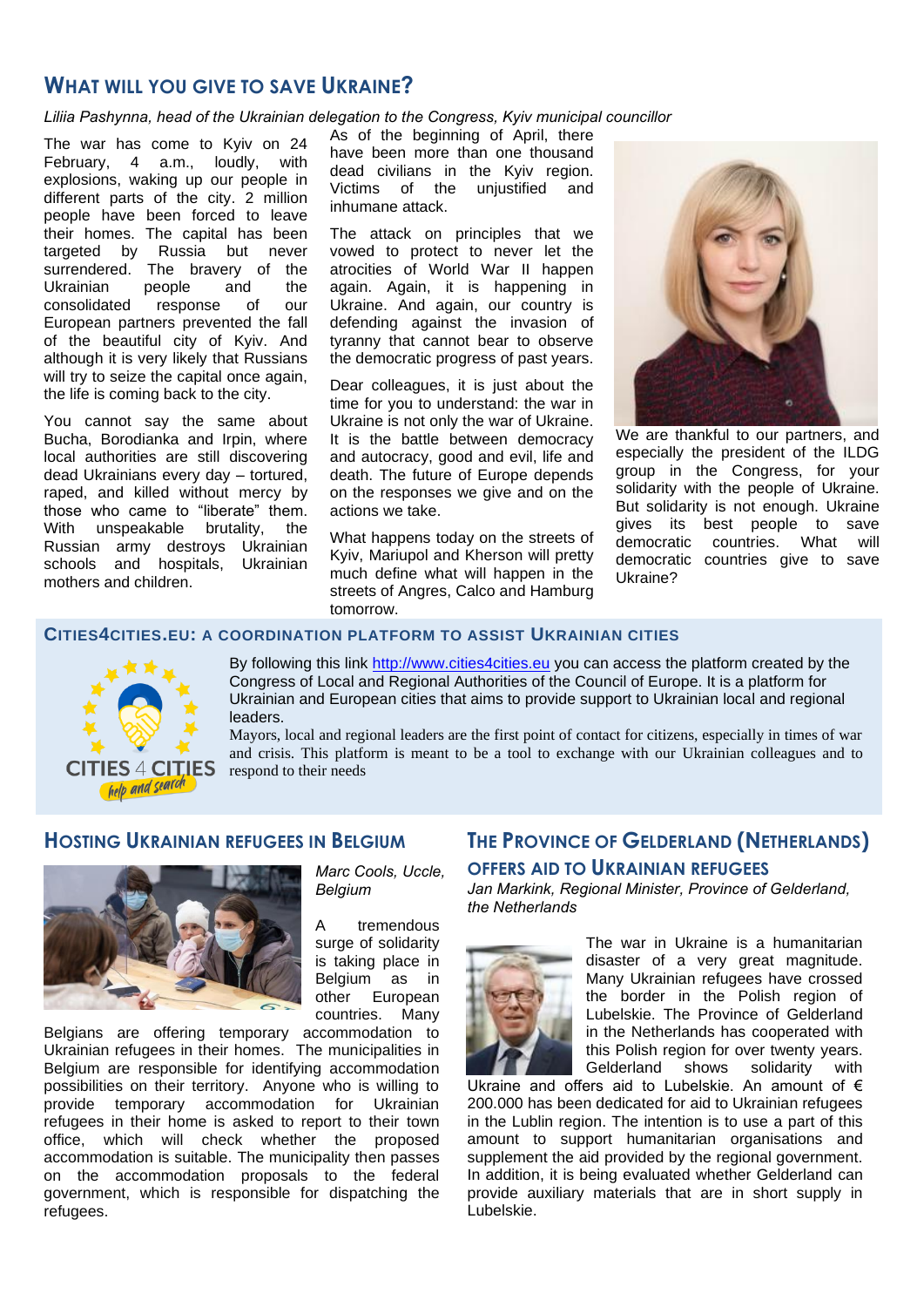## WHAT WILL YOU GIVE TO SAVE UKRAINE?

*Liliia Pashynna, head of the Ukrainian delegation to the Congress, Kyiv municipal councillor*

The war has come to Kyiv on 24 February, 4 a.m., loudly, with explosions, waking up our people in different parts of the city. 2 million people have been forced to leave their homes. The capital has been targeted by Russia but never surrendered. The bravery of the Ukrainian people and the consolidated response of our European partners prevented the fall of the beautiful city of Kyiv. And although it is very likely that Russians will try to seize the capital once again, the life is coming back to the city.

You cannot say the same about Bucha, Borodianka and Irpin, where local authorities are still discovering dead Ukrainians every day – tortured, raped, and killed without mercy by those who came to "liberate" them. With unspeakable brutality, the Russian army destroys Ukrainian schools and hospitals, Ukrainian mothers and children.

As of the beginning of April, there have been more than one thousand dead civilians in the Kyiv region. Victims of the unjustified and inhumane attack.

The attack on principles that we vowed to protect to never let the atrocities of World War II happen again. Again, it is happening in Ukraine. And again, our country is defending against the invasion of tyranny that cannot bear to observe the democratic progress of past years.

Dear colleagues, it is just about the time for you to understand: the war in Ukraine is not only the war of Ukraine. It is the battle between democracy and autocracy, good and evil, life and death. The future of Europe depends on the responses we give and on the actions we take.

What happens today on the streets of Kyiv, Mariupol and Kherson will pretty much define what will happen in the streets of Angres, Calco and Hamburg tomorrow.

We are thankful to our partners, and especially the president of the ILDG group in the Congress, for your solidarity with the people of Ukraine. But solidarity is not enough. Ukraine gives its best people to save democratic countries. What will democratic countries give to save Ukraine?

## CITIES4CITIES.EU: A COORDINATION PLATFORM TO ASSIST UKRAINIAN CITIES

By following this link [http://www.cities4cities.eu](http://www.cities4cities.eu) you can access the platform created by the Congress of Local and Regional Authorities of the Council of Europe. It is a platform for Ukrainian and European cities that aims to provide support to Ukrainian local and regional leaders.

Mayors, local and regional leaders are the first point of contact for citizens, especially in times of war and crisis. This platform is meant to be a tool to exchange with our Ukrainian colleagues and to respond to their needs

## HOSTING UKRAINIAN REFUGEES IN BELGIUM

*Marc Cools, Uccle, Belgium*

A tremendous surge of solidarity is taking place in Belgium as in other European countries. Many Belgians are offering temporary accommodation to Ukrainian refugees in their homes. The municipalities in Belgium are responsible for identifying accommodation possibilities on their territory. Anyone who is willing to provide temporary accommodation for Ukrainian refugees in their home is asked to report to their town office, which will check whether the proposed accommodation is suitable. The municipality then passes on the accommodation proposals to the federal government, which is responsible for dispatching the refugees.

## THE PROVINCE OF GELDERLAND (NETHERLANDS) OFFERS AID TO UKRAINIAN REFUGEES

*Jan Markink, Regional Minister, Province of Gelderland, the Netherlands*

The war in Ukraine is a humanitarian disaster of a very great magnitude. Many Ukrainian refugees have crossed the border in the Polish region of Lubelskie. The Province of Gelderland in the Netherlands has cooperated with this Polish region for over twenty years. Gelderland shows solidarity with Ukraine and offers aid to Lubelskie. An amount of € 200.000 has been dedicated for aid to Ukrainian refugees in the Lublin region. The intention is to use a part of this amount to support humanitarian organisations and supplement the aid provided by the regional government. In addition, it is being evaluated whether Gelderland can provide auxiliary materials that are in short supply in Lubelskie.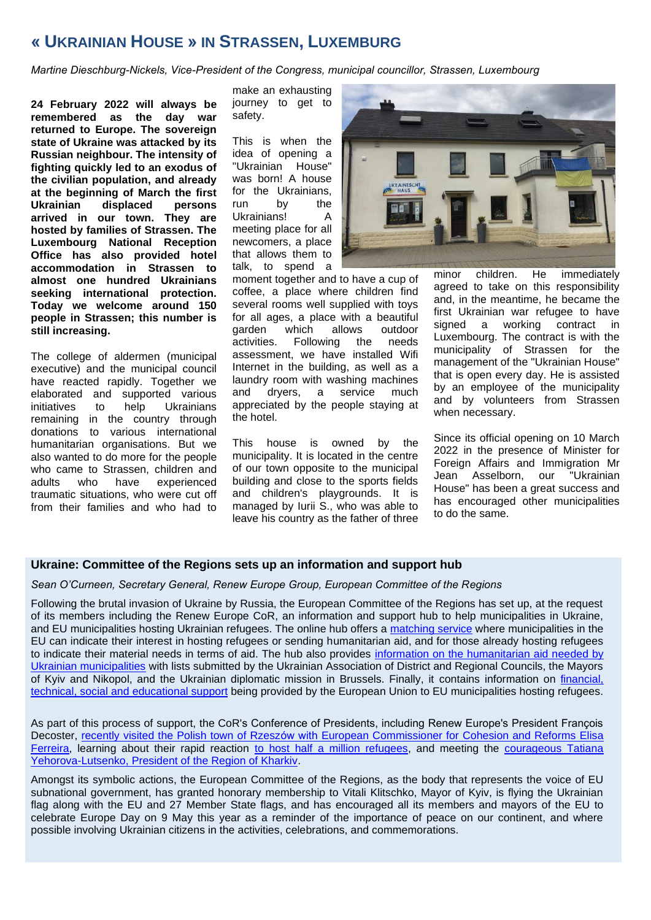## « UKRAINIAN HOUSE » IN STRASSEN, LUXEMBURG

*Martine Dieschburg-Nickels, Vice-President of the Congress, municipal councillor, Strassen, Luxembourg*

**24 February 2022 will always be remembered as the day war returned to Europe. The sovereign state of Ukraine was attacked by its Russian neighbour. The intensity of fighting quickly led to an exodus of the civilian population, and already at the beginning of March the first Ukrainian displaced persons arrived in our town. They are hosted by families of Strassen. The Luxembourg National Reception Office has also provided hotel accommodation in Strassen to almost one hundred Ukrainians seeking international protection. Today we welcome around 150 people in Strassen; this number is still increasing.**

The college of aldermen (municipal executive) and the municipal council have reacted rapidly. Together we elaborated and supported various initiatives to help Ukrainians remaining in the country through donations to various international humanitarian organisations. But we also wanted to do more for the people who came to Strassen, children and adults who have experienced traumatic situations, who were cut off from their families and who had to make an exhausting journey to get to safety.

This is when the idea of opening a "Ukrainian House" was born! A house for the Ukrainians, run by the Ukrainians! A meeting place for all newcomers, a place that allows them to talk, to spend a moment together and to have a cup of coffee, a place where children find several rooms well supplied with toys for all ages, a place with a beautiful garden which allows outdoor activities. Following the needs assessment, we have installed Wifi Internet in the building, as well as a laundry room with washing machines and dryers, a service much appreciated by the people staying at the hotel.

This house is owned by the municipality. It is located in the centre of our town opposite to the municipal building and close to the sports fields and children's playgrounds. It is managed by Iurii S., who was able to leave his country as the father of three minor children. He immediately agreed to take on this responsibility and, in the meantime, he became the first Ukrainian war refugee to have signed a working contract in Luxembourg. The contract is with the municipality of Strassen for the management of the "Ukrainian House" that is open every day. He is assisted by an employee of the municipality and by volunteers from Strassen when necessary.

Since its official opening on 10 March 2022 in the presence of Minister for Foreign Affairs and Immigration Mr Jean Asselborn, our "Ukrainian House" has been a great success and has encouraged other municipalities to do the same.

### Ukraine: Committee of the Regions sets up an information and support hub

*Sean O'Curneen, Secretary General, Renew Europe Group, European Committee of the Regions*

Following the brutal invasion of Ukraine by Russia, the European Committee of the Regions has set up, at the request of its members including the Renew Europe CoR, an information and support hub to help municipalities in Ukraine, and EU municipalities hosting Ukrainian refugees. The online hub offers a matching service where municipalities in the EU can indicate their interest in hosting refugees or sending humanitarian aid, and for those already hosting refugees to indicate their material needs in terms of aid. The hub also provides information on the humanitarian aid needed by Ukrainian municipalities with lists submitted by the Ukrainian Association of District and Regional Councils, the Mayors of Kyiv and Nikopol, and the Ukrainian diplomatic mission in Brussels. Finally, it contains information on financial, technical, social and educational support being provided by the European Union to EU municipalities hosting refugees.

As part of this process of support, the CoR's Conference of Presidents, including Renew Europe's President François Decoster, recently visited the Polish town of Rzeszów with European Commissioner for Cohesion and Reforms Elisa Ferreira, learning about their rapid reaction to host half a million refugees, and meeting the courageous Tatiana Yehorova-Lutsenko, President of the Region of Kharkiv.

Amongst its symbolic actions, the European Committee of the Regions, as the body that represents the voice of EU subnational government, has granted honorary membership to Vitali Klitschko, Mayor of Kyiv, is flying the Ukrainian flag along with the EU and 27 Member State flags, and has encouraged all its members and mayors of the EU to celebrate Europe Day on 9 May this year as a reminder of the importance of peace on our continent, and where possible involving Ukrainian citizens in the activities, celebrations, and commemorations.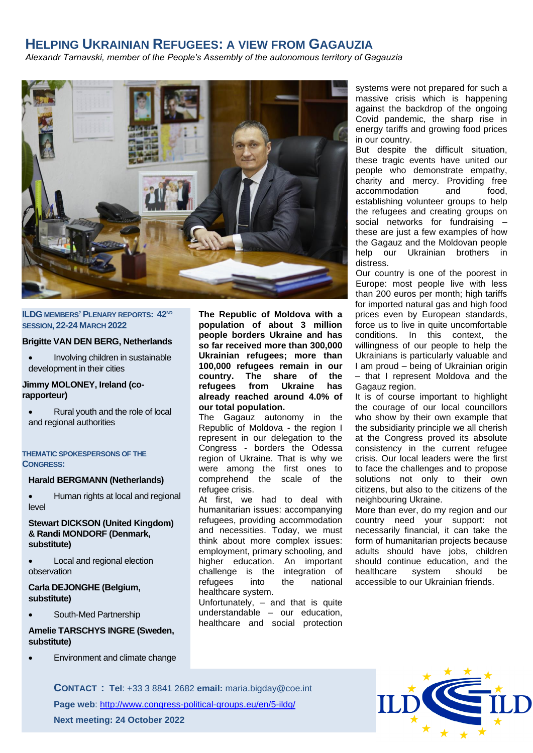## HELPING UKRAINIAN REFUGEES: A VIEW FROM GAGAUZIA

*Alexandr Tarnavski, member of the People's Assembly of the autonomous territory of Gagauzia*

**The Republic of Moldova with a population of about 3 million people borders Ukraine and has so far received more than 300,000 Ukrainian refugees; more than 100,000 refugees remain in our country. The share of the refugees from Ukraine has already reached around 4.0% of our total population.**

The Gagauz autonomy in the Republic of Moldova - the region I represent in our delegation to the Congress - borders the Odessa region of Ukraine. That is why we were among the first ones to comprehend the scale of the refugee crisis.

At first, we had to deal with humanitarian issues: accompanying refugees, providing accommodation and necessities. Today, we must think about more complex issues: employment, primary schooling, and higher education. An important challenge is the integration of refugees into the national healthcare system.

Unfortunately, – and that is quite understandable – our education, healthcare and social protection systems were not prepared for such a massive crisis which is happening against the backdrop of the ongoing Covid pandemic, the sharp rise in energy tariffs and growing food prices in our country.

But despite the difficult situation, these tragic events have united our people who demonstrate empathy, charity and mercy. Providing free accommodation and food, establishing volunteer groups to help the refugees and creating groups on social networks for fundraising – these are just a few examples of how the Gagauz and the Moldovan people help our Ukrainian brothers in distress.

Our country is one of the poorest in Europe: most people live with less than 200 euros per month; high tariffs for imported natural gas and high food prices even by European standards, force us to live in quite uncomfortable conditions. In this context, the willingness of our people to help the Ukrainians is particularly valuable and I am proud – being of Ukrainian origin – that I represent Moldova and the Gagauz region.

It is of course important to highlight the courage of our local councillors who show by their own example that the subsidiarity principle we all cherish at the Congress proved its absolute consistency in the current refugee crisis. Our local leaders were the first to face the challenges and to propose solutions not only to their own citizens, but also to the citizens of the neighbouring Ukraine.

More than ever, do my region and our country need your support: not necessarily financial, it can take the form of humanitarian projects because adults should have jobs, children should continue education, and the healthcare system should be accessible to our Ukrainian friends.

### ILDG MEMBERS' PLENARY REPORTS: 42ND SESSION, 22-24 MARCH 2022

**Brigitte VAN DEN BERG, Netherlands**

- Involving children in sustainable development in their cities

**Jimmy MOLONEY, Ireland (co-rapporteur)**

- Rural youth and the role of local and regional authorities

### THEMATIC SPOKESPERSONS OF THE CONGRESS:

**Harald BERGMANN (Netherlands)**

- Human rights at local and regional level

**Stewart DICKSON (United Kingdom) & Randi MONDORF (Denmark, substitute)**

- Local and regional election observation

**Carla DEJONGHE (Belgium, substitute)**

- South-Med Partnership

**Amelie TARSCHYS INGRE (Sweden, substitute)**

- Environment and climate change

**CONTACT : Tel**: +33 3 8841 2682 **email:** maria.bigday@coe.int

**Page web**: http://www.congress-political-groups.eu/en/5-ildg/

**Next meeting: 24 October 2022**